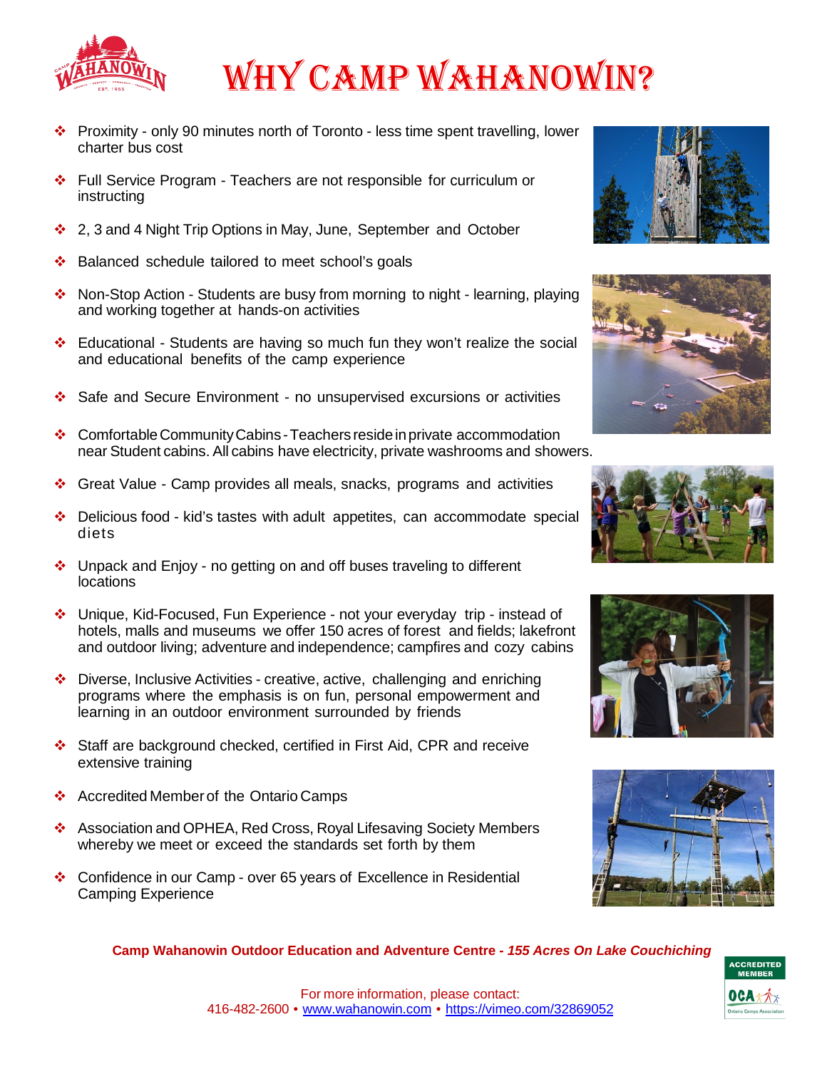# WHY CAMP WAHANOWIN?

- Proximity - only 90 minutes north of Toronto - less time spent travelling, lower charter bus cost
- Full Service Program - Teachers are not responsible for curriculum or instructing
- 2, 3 and 4 Night Trip Options in May, June, September and October
- Balanced schedule tailored to meet school's goals
- Non-Stop Action - Students are busy from morning to night - learning, playing and working together at hands-on activities
- Educational - Students are having so much fun they won't realize the social and educational benefits of the camp experience
- Safe and Secure Environment - no unsupervised excursions or activities
- Comfortable Community Cabins - Teachers reside in private accommodation near Student cabins. All cabins have electricity, private washrooms and showers.
- Great Value - Camp provides all meals, snacks, programs and activities
- Delicious food - kid's tastes with adult appetites, can accommodate special diets
- Unpack and Enjoy - no getting on and off buses traveling to different locations
- Unique, Kid-Focused, Fun Experience - not your everyday trip - instead of hotels, malls and museums we offer 150 acres of forest and fields; lakefront and outdoor living; adventure and independence; campfires and cozy cabins
- Diverse, Inclusive Activities - creative, active, challenging and enriching programs where the emphasis is on fun, personal empowerment and learning in an outdoor environment surrounded by friends
- Staff are background checked, certified in First Aid, CPR and receive extensive training
- Accredited Member of the Ontario Camps
- Association and OPHEA, Red Cross, Royal Lifesaving Society Members whereby we meet or exceed the standards set forth by them
- Confidence in our Camp - over 65 years of Excellence in Residential Camping Experience

**Camp Wahanowin Outdoor Education and Adventure Centre - *155 Acres On Lake Couchiching***

For more information, please contact:
416-482-2600 • www.wahanowin.com • https://vimeo.com/32869052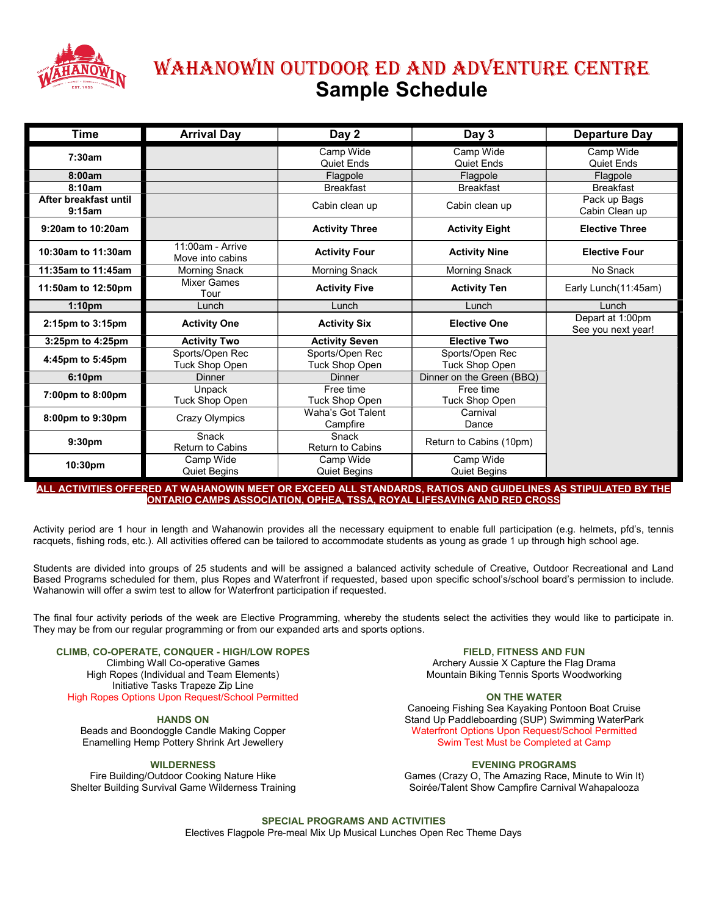# WAHANOWIN OUTDOOR ED AND ADVENTURE CENTRE
## Sample Schedule

| Time | Arrival Day | Day 2 | Day 3 | Departure Day |
|---|---|---|---|---|
| **7:30am** | | Camp Wide Quiet Ends | Camp Wide Quiet Ends | Camp Wide Quiet Ends |
| **8:00am** | | Flagpole | Flagpole | Flagpole |
| **8:10am** | | Breakfast | Breakfast | Breakfast |
| **After breakfast until 9:15am** | | Cabin clean up | Cabin clean up | Pack up Bags Cabin Clean up |
| **9:20am to 10:20am** | | **Activity Three** | **Activity Eight** | **Elective Three** |
| **10:30am to 11:30am** | 11:00am - Arrive Move into cabins | **Activity Four** | **Activity Nine** | **Elective Four** |
| **11:35am to 11:45am** | Morning Snack | Morning Snack | Morning Snack | No Snack |
| **11:50am to 12:50pm** | Mixer Games Tour | **Activity Five** | **Activity Ten** | Early Lunch(11:45am) |
| **1:10pm** | Lunch | Lunch | Lunch | Lunch |
| **2:15pm to 3:15pm** | **Activity One** | **Activity Six** | **Elective One** | Depart at 1:00pm See you next year! |
| **3:25pm to 4:25pm** | **Activity Two** | **Activity Seven** | **Elective Two** | |
| **4:45pm to 5:45pm** | Sports/Open Rec Tuck Shop Open | Sports/Open Rec Tuck Shop Open | Sports/Open Rec Tuck Shop Open | |
| **6:10pm** | Dinner | Dinner | Dinner on the Green (BBQ) | |
| **7:00pm to 8:00pm** | Unpack Tuck Shop Open | Free time Tuck Shop Open | Free time Tuck Shop Open | |
| **8:00pm to 9:30pm** | Crazy Olympics | Waha's Got Talent Campfire | Carnival Dance | |
| **9:30pm** | Snack Return to Cabins | Snack Return to Cabins | Return to Cabins (10pm) | |
| **10:30pm** | Camp Wide Quiet Begins | Camp Wide Quiet Begins | Camp Wide Quiet Begins | |

**ALL ACTIVITIES OFFERED AT WAHANOWIN MEET OR EXCEED ALL STANDARDS, RATIOS AND GUIDELINES AS STIPULATED BY THE ONTARIO CAMPS ASSOCIATION, OPHEA, TSSA, ROYAL LIFESAVING AND RED CROSS**

Activity period are 1 hour in length and Wahanowin provides all the necessary equipment to enable full participation (e.g. helmets, pfd's, tennis racquets, fishing rods, etc.). All activities offered can be tailored to accommodate students as young as grade 1 up through high school age.

Students are divided into groups of 25 students and will be assigned a balanced activity schedule of Creative, Outdoor Recreational and Land Based Programs scheduled for them, plus Ropes and Waterfront if requested, based upon specific school's/school board's permission to include. Wahanowin will offer a swim test to allow for Waterfront participation if requested.

The final four activity periods of the week are Elective Programming, whereby the students select the activities they would like to participate in. They may be from our regular programming or from our expanded arts and sports options.

**CLIMB, CO-OPERATE, CONQUER - HIGH/LOW ROPES**

Climbing Wall Co-operative Games
High Ropes (Individual and Team Elements)
Initiative Tasks Trapeze Zip Line
High Ropes Options Upon Request/School Permitted

**HANDS ON**

Beads and Boondoggle Candle Making Copper
Enamelling Hemp Pottery Shrink Art Jewellery

**WILDERNESS**

Fire Building/Outdoor Cooking Nature Hike
Shelter Building Survival Game Wilderness Training

**FIELD, FITNESS AND FUN**

Archery Aussie X Capture the Flag Drama
Mountain Biking Tennis Sports Woodworking

**ON THE WATER**

Canoeing Fishing Sea Kayaking Pontoon Boat Cruise
Stand Up Paddleboarding (SUP) Swimming WaterPark
Waterfront Options Upon Request/School Permitted
Swim Test Must be Completed at Camp

**EVENING PROGRAMS**

Games (Crazy O, The Amazing Race, Minute to Win It)
Soirée/Talent Show Campfire Carnival Wahapalooza

**SPECIAL PROGRAMS AND ACTIVITIES**

Electives Flagpole Pre-meal Mix Up Musical Lunches Open Rec Theme Days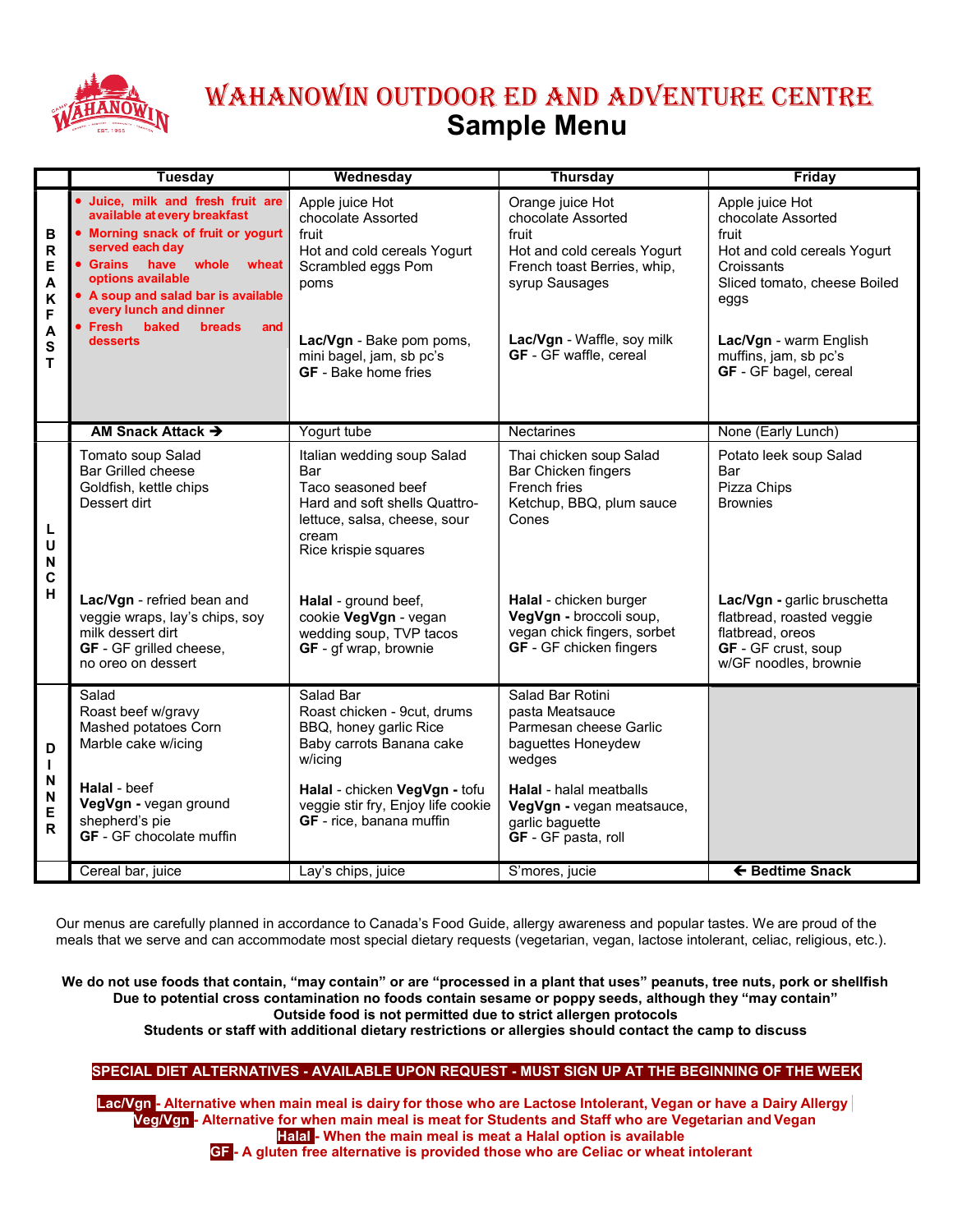# WAHANOWIN OUTDOOR ED AND ADVENTURE CENTRE

## Sample Menu

| | Tuesday | Wednesday | Thursday | Friday |
|---|---|---|---|---|
| BREAKFAST | • Juice, milk and fresh fruit are available at every breakfast<br>• Morning snack of fruit or yogurt served each day<br>• Grains have whole wheat options available<br>• A soup and salad bar is available every lunch and dinner<br>• Fresh baked breads and desserts | Apple juice Hot chocolate Assorted fruit<br>Hot and cold cereals Yogurt<br>Scrambled eggs Pom poms<br><br>**Lac/Vgn** - Bake pom poms, mini bagel, jam, sb pc's<br>**GF** - Bake home fries | Orange juice Hot chocolate Assorted fruit<br>Hot and cold cereals Yogurt<br>French toast Berries, whip, syrup Sausages<br><br>**Lac/Vgn** - Waffle, soy milk<br>**GF** - GF waffle, cereal | Apple juice Hot chocolate Assorted fruit<br>Hot and cold cereals Yogurt<br>Croissants<br>Sliced tomato, cheese Boiled eggs<br><br>**Lac/Vgn** - warm English muffins, jam, sb pc's<br>**GF** - GF bagel, cereal |
| | **AM Snack Attack →** | Yogurt tube | Nectarines | None (Early Lunch) |
| LUNCH | Tomato soup Salad Bar Grilled cheese<br>Goldfish, kettle chips<br>Dessert dirt<br><br>**Lac/Vgn** - refried bean and veggie wraps, lay's chips, soy milk dessert dirt<br>**GF** - GF grilled cheese, no oreo on dessert | Italian wedding soup Salad Bar<br>Taco seasoned beef<br>Hard and soft shells Quattro-lettuce, salsa, cheese, sour cream<br>Rice krispie squares<br><br>**Halal** - ground beef, cookie **VegVgn** - vegan wedding soup, TVP tacos<br>**GF** - gf wrap, brownie | Thai chicken soup Salad Bar Chicken fingers<br>French fries<br>Ketchup, BBQ, plum sauce<br>Cones<br><br>**Halal** - chicken burger<br>**VegVgn -** broccoli soup, vegan chick fingers, sorbet<br>**GF** - GF chicken fingers | Potato leek soup Salad Bar<br>Pizza Chips<br>Brownies<br><br>**Lac/Vgn -** garlic bruschetta flatbread, roasted veggie flatbread, oreos<br>**GF** - GF crust, soup w/GF noodles, brownie |
| DINNER | Salad<br>Roast beef w/gravy<br>Mashed potatoes Corn<br>Marble cake w/icing<br><br>**Halal** - beef<br>**VegVgn -** vegan ground shepherd's pie<br>**GF** - GF chocolate muffin | Salad Bar<br>Roast chicken - 9cut, drums<br>BBQ, honey garlic Rice<br>Baby carrots Banana cake w/icing<br><br>**Halal** - chicken **VegVgn** - tofu veggie stir fry, Enjoy life cookie<br>**GF** - rice, banana muffin | Salad Bar Rotini pasta Meatsauce<br>Parmesan cheese Garlic baguettes Honeydew wedges<br><br>**Halal** - halal meatballs<br>**VegVgn -** vegan meatsauce, garlic baguette<br>**GF** - GF pasta, roll | |
| | Cereal bar, juice | Lay's chips, juice | S'mores, jucie | **← Bedtime Snack** |

Our menus are carefully planned in accordance to Canada's Food Guide, allergy awareness and popular tastes. We are proud of the meals that we serve and can accommodate most special dietary requests (vegetarian, vegan, lactose intolerant, celiac, religious, etc.).

**We do not use foods that contain, "may contain" or are "processed in a plant that uses" peanuts, tree nuts, pork or shellfish**
**Due to potential cross contamination no foods contain sesame or poppy seeds, although they "may contain"**
**Outside food is not permitted due to strict allergen protocols**
**Students or staff with additional dietary restrictions or allergies should contact the camp to discuss**

**SPECIAL DIET ALTERNATIVES - AVAILABLE UPON REQUEST - MUST SIGN UP AT THE BEGINNING OF THE WEEK**

**Lac/Vgn - Alternative when main meal is dairy for those who are Lactose Intolerant, Vegan or have a Dairy Allergy**
**Veg/Vgn - Alternative for when main meal is meat for Students and Staff who are Vegetarian and Vegan**
**Halal - When the main meal is meat a Halal option is available**
**GF - A gluten free alternative is provided those who are Celiac or wheat intolerant**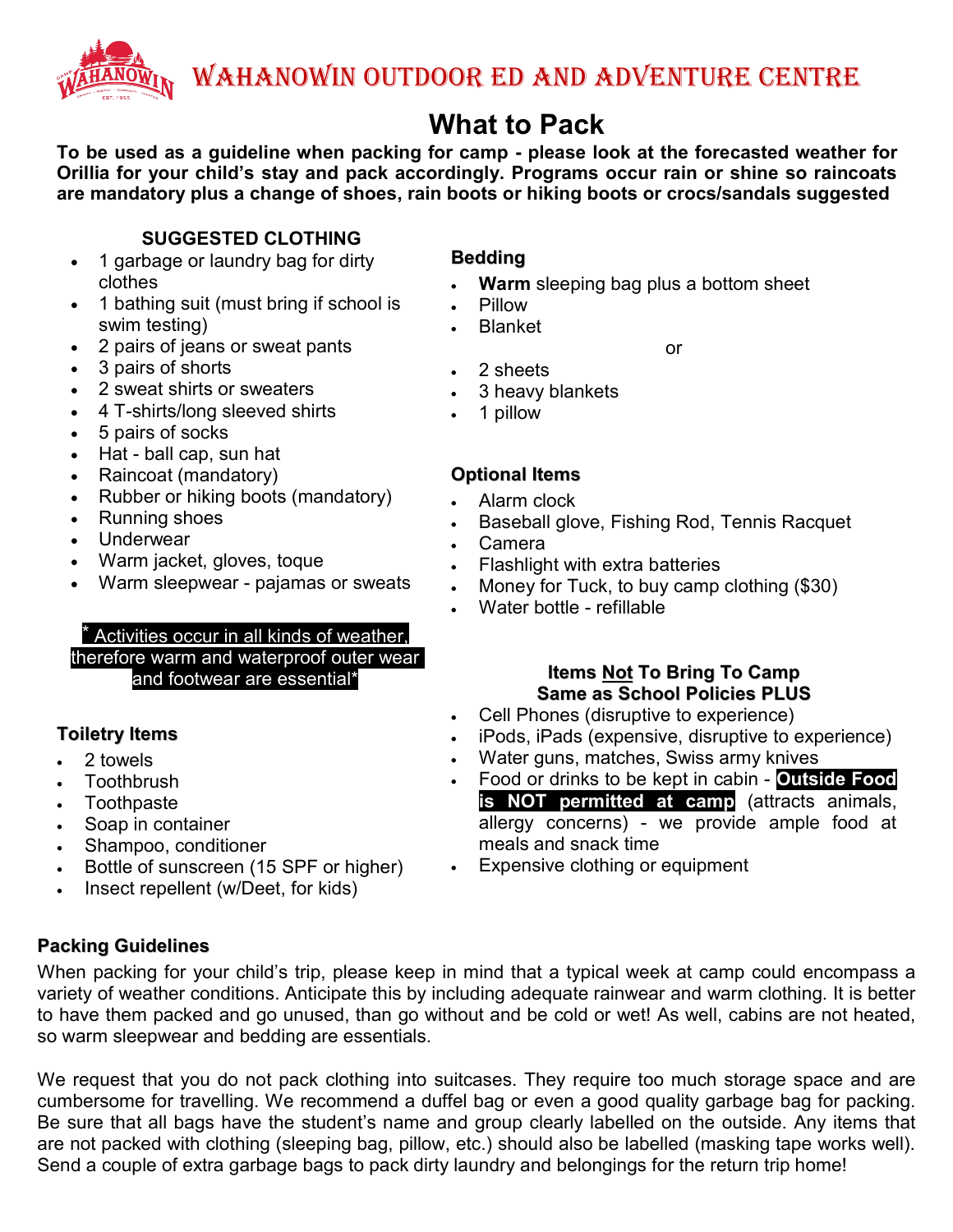# Wahanowin Outdoor Ed and Adventure Centre

## What to Pack

**To be used as a guideline when packing for camp - please look at the forecasted weather for Orillia for your child's stay and pack accordingly. Programs occur rain or shine so raincoats are mandatory plus a change of shoes, rain boots or hiking boots or crocs/sandals suggested**

### SUGGESTED CLOTHING

- 1 garbage or laundry bag for dirty clothes
- 1 bathing suit (must bring if school is swim testing)
- 2 pairs of jeans or sweat pants
- 3 pairs of shorts
- 2 sweat shirts or sweaters
- 4 T-shirts/long sleeved shirts
- 5 pairs of socks
- Hat - ball cap, sun hat
- Raincoat (mandatory)
- Rubber or hiking boots (mandatory)
- Running shoes
- Underwear
- Warm jacket, gloves, toque
- Warm sleepwear - pajamas or sweats

**\* Activities occur in all kinds of weather, therefore warm and waterproof outer wear and footwear are essential\***

### Toiletry Items

- 2 towels
- Toothbrush
- Toothpaste
- Soap in container
- Shampoo, conditioner
- Bottle of sunscreen (15 SPF or higher)
- Insect repellent (w/Deet, for kids)

### Bedding

- **Warm** sleeping bag plus a bottom sheet
- Pillow
- Blanket

or

- 2 sheets
- 3 heavy blankets
- 1 pillow

### Optional Items

- Alarm clock
- Baseball glove, Fishing Rod, Tennis Racquet
- Camera
- Flashlight with extra batteries
- Money for Tuck, to buy camp clothing ($30)
- Water bottle - refillable

### Items Not To Bring To Camp Same as School Policies PLUS

- Cell Phones (disruptive to experience)
- iPods, iPads (expensive, disruptive to experience)
- Water guns, matches, Swiss army knives
- Food or drinks to be kept in cabin - **Outside Food is NOT permitted at camp** (attracts animals, allergy concerns) - we provide ample food at meals and snack time
- Expensive clothing or equipment

### Packing Guidelines

When packing for your child's trip, please keep in mind that a typical week at camp could encompass a variety of weather conditions. Anticipate this by including adequate rainwear and warm clothing. It is better to have them packed and go unused, than go without and be cold or wet! As well, cabins are not heated, so warm sleepwear and bedding are essentials.

We request that you do not pack clothing into suitcases. They require too much storage space and are cumbersome for travelling. We recommend a duffel bag or even a good quality garbage bag for packing. Be sure that all bags have the student's name and group clearly labelled on the outside. Any items that are not packed with clothing (sleeping bag, pillow, etc.) should also be labelled (masking tape works well). Send a couple of extra garbage bags to pack dirty laundry and belongings for the return trip home!